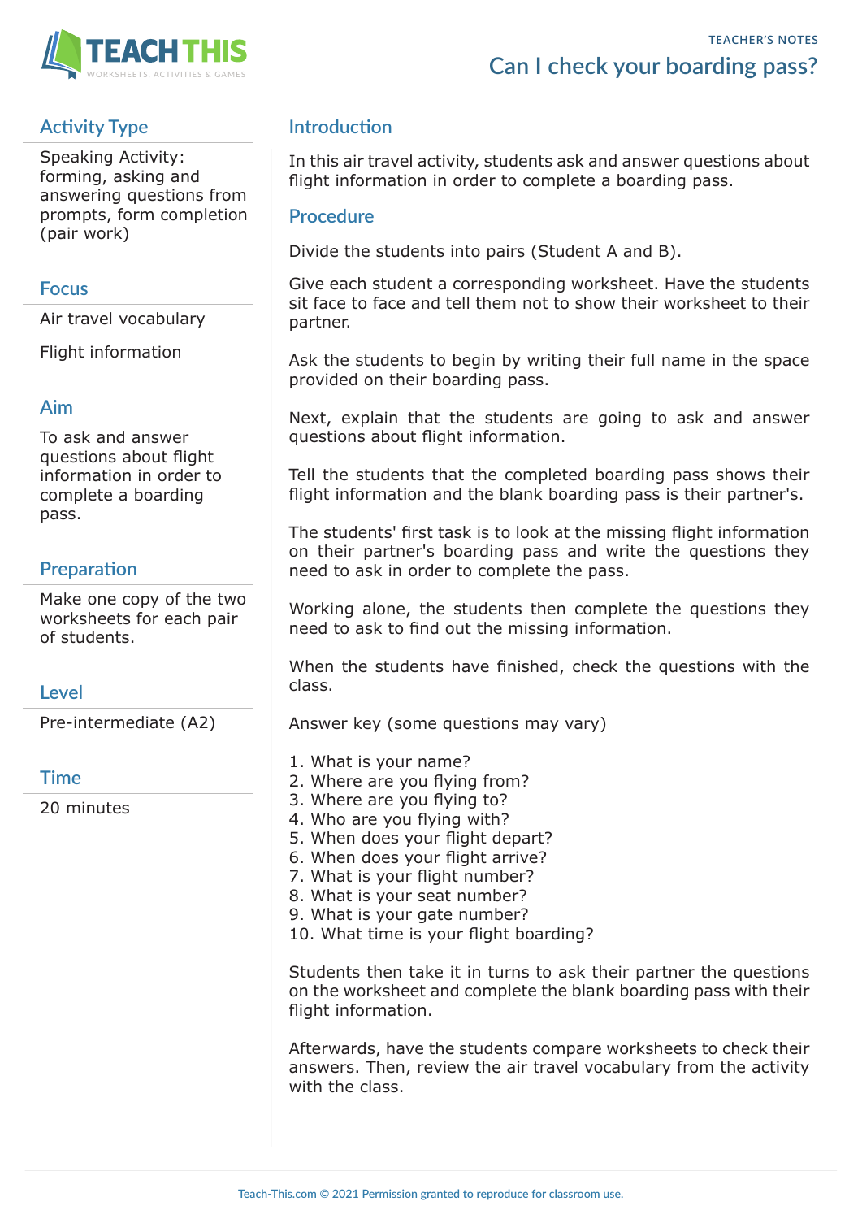TEACHER'S NOTES

# Can I check your boarding pass?

## Activity Type

Speaking Activity: forming, asking and answering questions from prompts, form completion (pair work)

## Focus

Air travel vocabulary

Flight information

## Aim

To ask and answer questions about flight information in order to complete a boarding pass.

## Preparation

Make one copy of the two worksheets for each pair of students.

## Level

Pre-intermediate (A2)

## Time

20 minutes

## Introduction

In this air travel activity, students ask and answer questions about flight information in order to complete a boarding pass.

## Procedure

Divide the students into pairs (Student A and B).

Give each student a corresponding worksheet. Have the students sit face to face and tell them not to show their worksheet to their partner.

Ask the students to begin by writing their full name in the space provided on their boarding pass.

Next, explain that the students are going to ask and answer questions about flight information.

Tell the students that the completed boarding pass shows their flight information and the blank boarding pass is their partner's.

The students' first task is to look at the missing flight information on their partner's boarding pass and write the questions they need to ask in order to complete the pass.

Working alone, the students then complete the questions they need to ask to find out the missing information.

When the students have finished, check the questions with the class.

Answer key (some questions may vary)

1. What is your name?
2. Where are you flying from?
3. Where are you flying to?
4. Who are you flying with?
5. When does your flight depart?
6. When does your flight arrive?
7. What is your flight number?
8. What is your seat number?
9. What is your gate number?
10. What time is your flight boarding?

Students then take it in turns to ask their partner the questions on the worksheet and complete the blank boarding pass with their flight information.

Afterwards, have the students compare worksheets to check their answers. Then, review the air travel vocabulary from the activity with the class.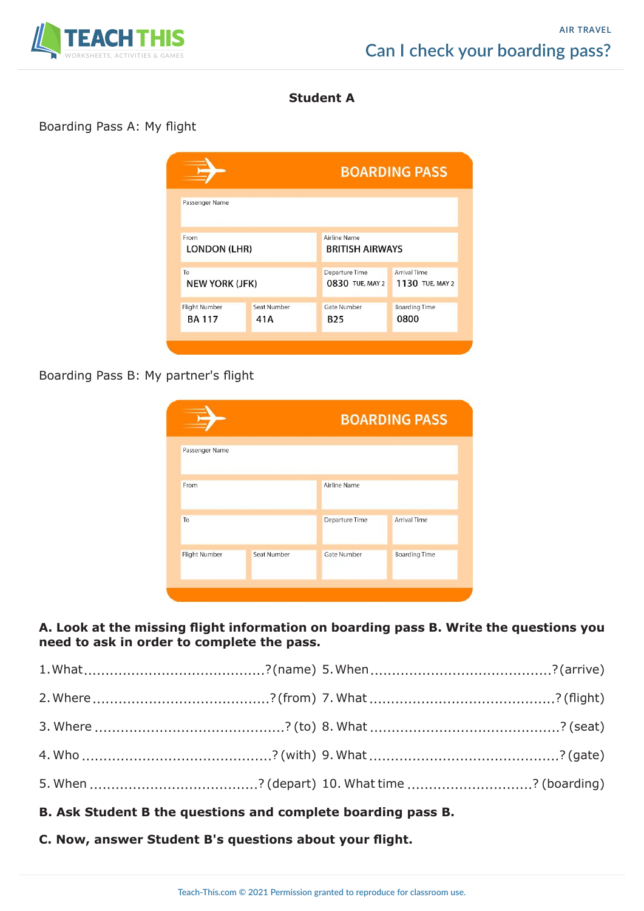# Can I check your boarding pass?

**Student A**

Boarding Pass A: My flight

**BOARDING PASS**

| | | | |
|---|---|---|---|
| Passenger Name | | | |
| From: LONDON (LHR) | | Airline Name: BRITISH AIRWAYS | |
| To: NEW YORK (JFK) | | Departure Time: 0830 TUE, MAY 2 | Arrival Time: 1130 TUE, MAY 2 |
| Flight Number: BA 117 | Seat Number: 41A | Gate Number: B25 | Boarding Time: 0800 |

Boarding Pass B: My partner's flight

**BOARDING PASS**

| | | | |
|---|---|---|---|
| Passenger Name | | | |
| From | | Airline Name | |
| To | | Departure Time | Arrival Time |
| Flight Number | Seat Number | Gate Number | Boarding Time |

**A. Look at the missing flight information on boarding pass B. Write the questions you need to ask in order to complete the pass.**

1. What .........................................? (name)
2. Where .........................................? (from)
3. Where .........................................? (to)
4. Who .........................................? (with)
5. When .........................................? (depart)
5. When .........................................? (arrive)
7. What .........................................? (flight)
8. What .........................................? (seat)
9. What .........................................? (gate)
10. What time .............................? (boarding)

**B. Ask Student B the questions and complete boarding pass B.**

**C. Now, answer Student B's questions about your flight.**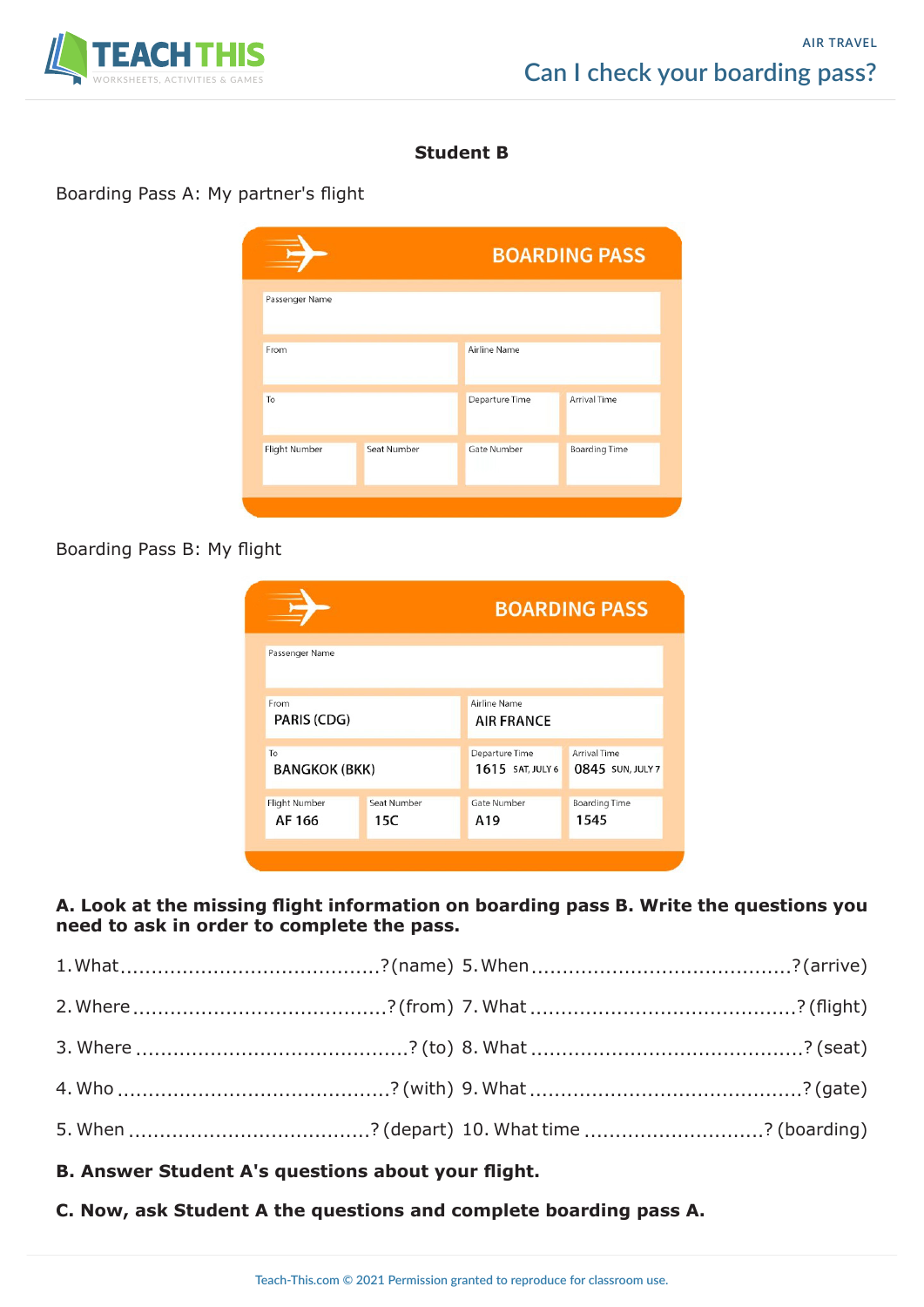**Student B**

Boarding Pass A: My partner's flight

| BOARDING PASS | | | |
|---|---|---|---|
| Passenger Name | | | |
| From | | Airline Name | |
| To | | Departure Time | Arrival Time |
| Flight Number | Seat Number | Gate Number | Boarding Time |

Boarding Pass B: My flight

| BOARDING PASS | | | |
|---|---|---|---|
| Passenger Name | | | |
| From: PARIS (CDG) | | Airline Name: AIR FRANCE | |
| To: BANGKOK (BKK) | | Departure Time: 1615 SAT, JULY 6 | Arrival Time: 0845 SUN, JULY 7 |
| Flight Number: AF 166 | Seat Number: 15C | Gate Number: A19 | Boarding Time: 1545 |

**A. Look at the missing flight information on boarding pass B. Write the questions you need to ask in order to complete the pass.**

1. What .........................................? (name)
2. Where .........................................? (from)
3. Where .........................................? (to)
4. Who .........................................? (with)
5. When .........................................? (depart)
5. When .........................................? (arrive)
7. What .........................................? (flight)
8. What .........................................? (seat)
9. What .........................................? (gate)
10. What time .............................? (boarding)

**B. Answer Student A's questions about your flight.**

**C. Now, ask Student A the questions and complete boarding pass A.**